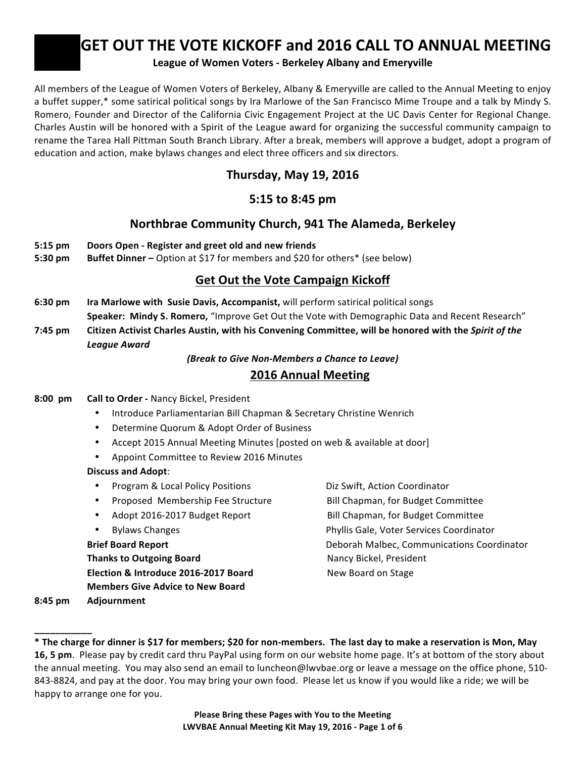# GET OUT THE VOTE KICKOFF and 2016 CALL TO ANNUAL MEETING

**League of Women Voters - Berkeley Albany and Emeryville**

All members of the League of Women Voters of Berkeley, Albany & Emeryville are called to the Annual Meeting to enjoy a buffet supper,* some satirical political songs by Ira Marlowe of the San Francisco Mime Troupe and a talk by Mindy S. Romero, Founder and Director of the California Civic Engagement Project at the UC Davis Center for Regional Change. Charles Austin will be honored with a Spirit of the League award for organizing the successful community campaign to rename the Tarea Hall Pittman South Branch Library. After a break, members will approve a budget, adopt a program of education and action, make bylaws changes and elect three officers and six directors.

## Thursday, May 19, 2016

## 5:15 to 8:45 pm

## Northbrae Community Church, 941 The Alameda, Berkeley

**5:15 pm** **Doors Open - Register and greet old and new friends**

**5:30 pm** **Buffet Dinner –** Option at $17 for members and $20 for others* (see below)

## Get Out the Vote Campaign Kickoff

**6:30 pm** **Ira Marlowe with Susie Davis, Accompanist,** will perform satirical political songs

**Speaker: Mindy S. Romero,** "Improve Get Out the Vote with Demographic Data and Recent Research"

**7:45 pm** **Citizen Activist Charles Austin, with his Convening Committee, will be honored with the *Spirit of the League Award***

***(Break to Give Non-Members a Chance to Leave)***

## 2016 Annual Meeting

**8:00 pm** **Call to Order -** Nancy Bickel, President

- Introduce Parliamentarian Bill Chapman & Secretary Christine Wenrich
- Determine Quorum & Adopt Order of Business
- Accept 2015 Annual Meeting Minutes [posted on web & available at door]
- Appoint Committee to Review 2016 Minutes

**Discuss and Adopt**:

- Program & Local Policy Positions — Diz Swift, Action Coordinator
- Proposed Membership Fee Structure — Bill Chapman, for Budget Committee
- Adopt 2016-2017 Budget Report — Bill Chapman, for Budget Committee
- Bylaws Changes — Phyllis Gale, Voter Services Coordinator

**Brief Board Report** — Deborah Malbec, Communications Coordinator

**Thanks to Outgoing Board** — Nancy Bickel, President

**Election & Introduce 2016-2017 Board** — New Board on Stage

**Members Give Advice to New Board**

**8:45 pm** **Adjournment**

---

**\* The charge for dinner is $17 for members; $20 for non-members. The last day to make a reservation is Mon, May 16, 5 pm**. Please pay by credit card thru PayPal using form on our website home page. It's at bottom of the story about the annual meeting. You may also send an email to luncheon@lwvbae.org or leave a message on the office phone, 510-843-8824, and pay at the door. You may bring your own food. Please let us know if you would like a ride; we will be happy to arrange one for you.

**Please Bring these Pages with You to the Meeting**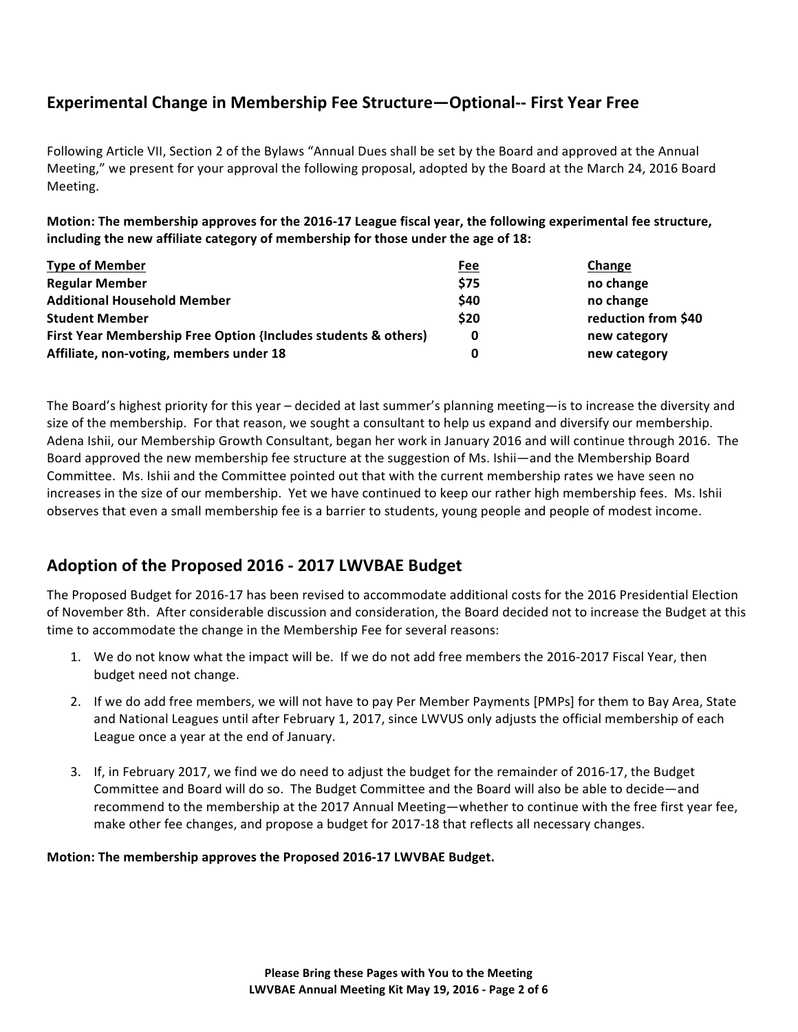## Experimental Change in Membership Fee Structure—Optional-- First Year Free

Following Article VII, Section 2 of the Bylaws "Annual Dues shall be set by the Board and approved at the Annual Meeting," we present for your approval the following proposal, adopted by the Board at the March 24, 2016 Board Meeting.

**Motion: The membership approves for the 2016-17 League fiscal year, the following experimental fee structure, including the new affiliate category of membership for those under the age of 18:**

| Type of Member | Fee | Change |
|---|---|---|
| **Regular Member** | **$75** | **no change** |
| **Additional Household Member** | **$40** | **no change** |
| **Student Member** | **$20** | **reduction from $40** |
| **First Year Membership Free Option {Includes students & others)** | **0** | **new category** |
| **Affiliate, non-voting, members under 18** | **0** | **new category** |

The Board's highest priority for this year – decided at last summer's planning meeting—is to increase the diversity and size of the membership. For that reason, we sought a consultant to help us expand and diversify our membership. Adena Ishii, our Membership Growth Consultant, began her work in January 2016 and will continue through 2016. The Board approved the new membership fee structure at the suggestion of Ms. Ishii—and the Membership Board Committee. Ms. Ishii and the Committee pointed out that with the current membership rates we have seen no increases in the size of our membership. Yet we have continued to keep our rather high membership fees. Ms. Ishii observes that even a small membership fee is a barrier to students, young people and people of modest income.

## Adoption of the Proposed 2016 - 2017 LWVBAE Budget

The Proposed Budget for 2016-17 has been revised to accommodate additional costs for the 2016 Presidential Election of November 8th. After considerable discussion and consideration, the Board decided not to increase the Budget at this time to accommodate the change in the Membership Fee for several reasons:

1. We do not know what the impact will be. If we do not add free members the 2016-2017 Fiscal Year, then budget need not change.
2. If we do add free members, we will not have to pay Per Member Payments [PMPs] for them to Bay Area, State and National Leagues until after February 1, 2017, since LWVUS only adjusts the official membership of each League once a year at the end of January.
3. If, in February 2017, we find we do need to adjust the budget for the remainder of 2016-17, the Budget Committee and Board will do so. The Budget Committee and the Board will also be able to decide—and recommend to the membership at the 2017 Annual Meeting—whether to continue with the free first year fee, make other fee changes, and propose a budget for 2017-18 that reflects all necessary changes.

**Motion: The membership approves the Proposed 2016-17 LWVBAE Budget.**

**Please Bring these Pages with You to the Meeting**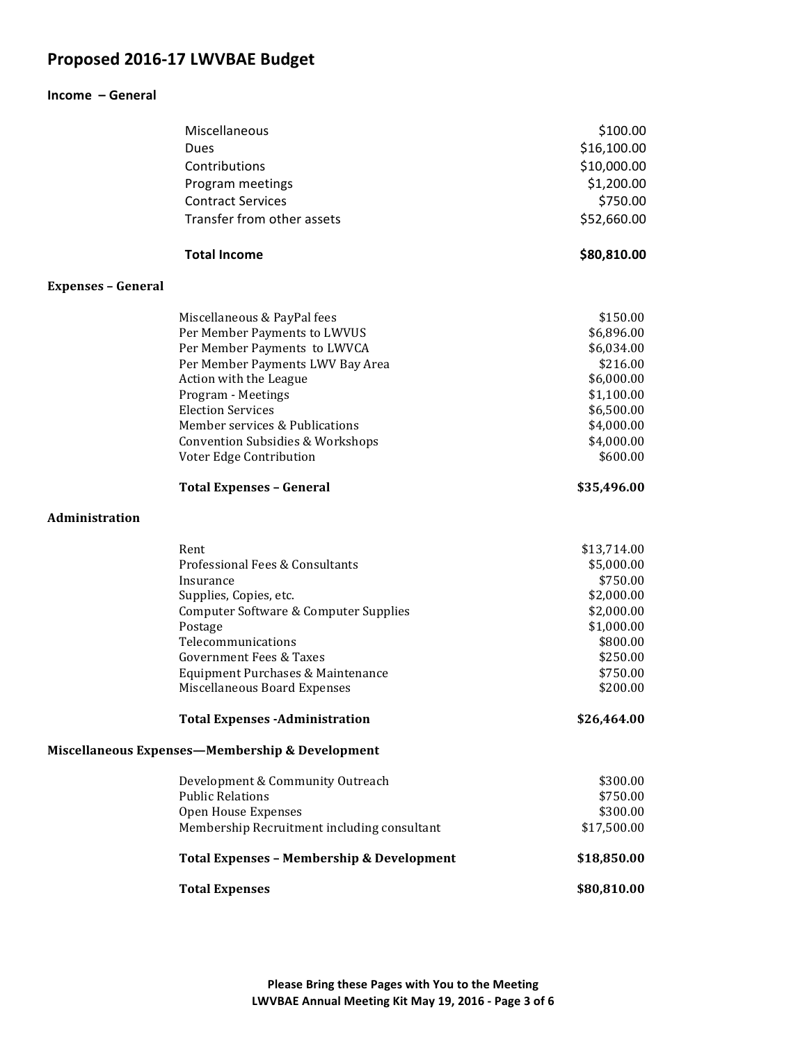# Proposed 2016-17 LWVBAE Budget

### Income – General

| | |
|---|---:|
| Miscellaneous | $100.00 |
| Dues | $16,100.00 |
| Contributions | $10,000.00 |
| Program meetings | $1,200.00 |
| Contract Services | $750.00 |
| Transfer from other assets | $52,660.00 |
| **Total Income** | **$80,810.00** |

### Expenses – General

| | |
|---|---:|
| Miscellaneous & PayPal fees | $150.00 |
| Per Member Payments to LWVUS | $6,896.00 |
| Per Member Payments to LWVCA | $6,034.00 |
| Per Member Payments LWV Bay Area | $216.00 |
| Action with the League | $6,000.00 |
| Program - Meetings | $1,100.00 |
| Election Services | $6,500.00 |
| Member services & Publications | $4,000.00 |
| Convention Subsidies & Workshops | $4,000.00 |
| Voter Edge Contribution | $600.00 |
| **Total Expenses – General** | **$35,496.00** |

### Administration

| | |
|---|---:|
| Rent | $13,714.00 |
| Professional Fees & Consultants | $5,000.00 |
| Insurance | $750.00 |
| Supplies, Copies, etc. | $2,000.00 |
| Computer Software & Computer Supplies | $2,000.00 |
| Postage | $1,000.00 |
| Telecommunications | $800.00 |
| Government Fees & Taxes | $250.00 |
| Equipment Purchases & Maintenance | $750.00 |
| Miscellaneous Board Expenses | $200.00 |
| **Total Expenses -Administration** | **$26,464.00** |

### Miscellaneous Expenses—Membership & Development

| | |
|---|---:|
| Development & Community Outreach | $300.00 |
| Public Relations | $750.00 |
| Open House Expenses | $300.00 |
| Membership Recruitment including consultant | $17,500.00 |
| **Total Expenses – Membership & Development** | **$18,850.00** |
| **Total Expenses** | **$80,810.00** |

**Please Bring these Pages with You to the Meeting**
**LWVBAE Annual Meeting Kit May 19, 2016**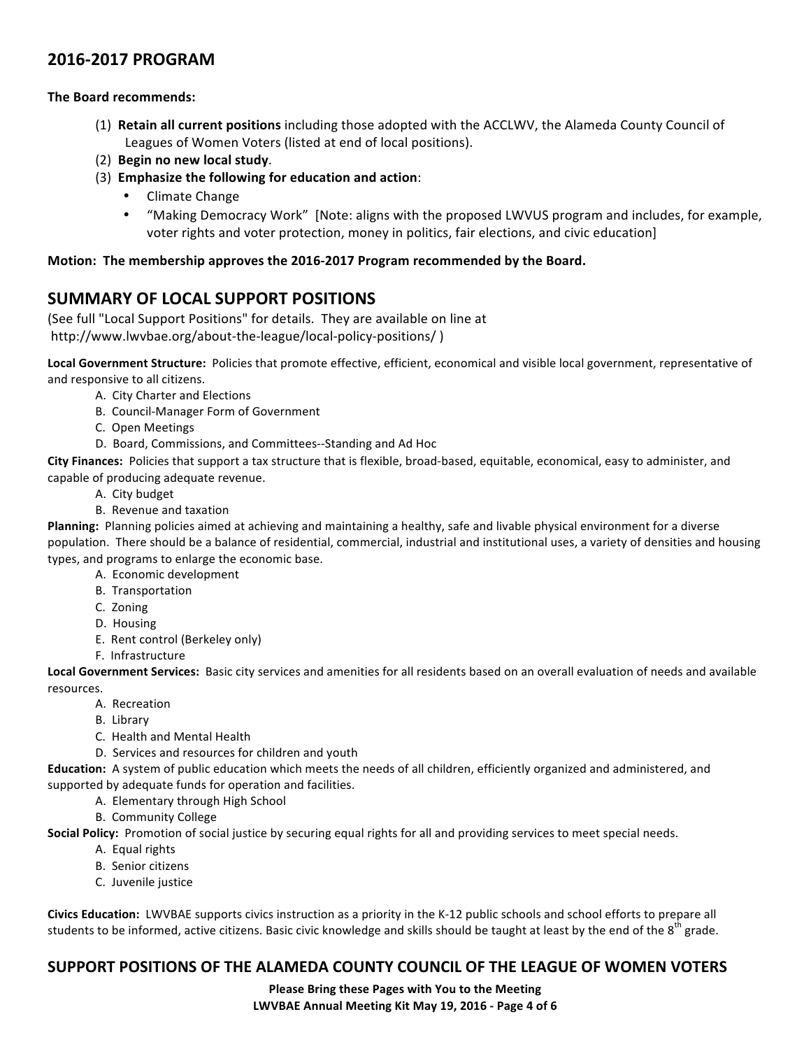## 2016-2017 PROGRAM

**The Board recommends:**

(1) **Retain all current positions** including those adopted with the ACCLWV, the Alameda County Council of Leagues of Women Voters (listed at end of local positions).

(2) **Begin no new local study**.

(3) **Emphasize the following for education and action**:

- Climate Change
- "Making Democracy Work" [Note: aligns with the proposed LWVUS program and includes, for example, voter rights and voter protection, money in politics, fair elections, and civic education]

**Motion: The membership approves the 2016-2017 Program recommended by the Board.**

## SUMMARY OF LOCAL SUPPORT POSITIONS

(See full "Local Support Positions" for details. They are available on line at http://www.lwvbae.org/about-the-league/local-policy-positions/ )

**Local Government Structure:** Policies that promote effective, efficient, economical and visible local government, representative of and responsive to all citizens.

A. City Charter and Elections
B. Council-Manager Form of Government
C. Open Meetings
D. Board, Commissions, and Committees--Standing and Ad Hoc

**City Finances:** Policies that support a tax structure that is flexible, broad-based, equitable, economical, easy to administer, and capable of producing adequate revenue.

A. City budget
B. Revenue and taxation

**Planning:** Planning policies aimed at achieving and maintaining a healthy, safe and livable physical environment for a diverse population. There should be a balance of residential, commercial, industrial and institutional uses, a variety of densities and housing types, and programs to enlarge the economic base.

A. Economic development
B. Transportation
C. Zoning
D. Housing
E. Rent control (Berkeley only)
F. Infrastructure

**Local Government Services:** Basic city services and amenities for all residents based on an overall evaluation of needs and available resources.

A. Recreation
B. Library
C. Health and Mental Health
D. Services and resources for children and youth

**Education:** A system of public education which meets the needs of all children, efficiently organized and administered, and supported by adequate funds for operation and facilities.

A. Elementary through High School
B. Community College

**Social Policy:** Promotion of social justice by securing equal rights for all and providing services to meet special needs.

A. Equal rights
B. Senior citizens
C. Juvenile justice

**Civics Education:** LWVBAE supports civics instruction as a priority in the K-12 public schools and school efforts to prepare all students to be informed, active citizens. Basic civic knowledge and skills should be taught at least by the end of the 8th grade.

## SUPPORT POSITIONS OF THE ALAMEDA COUNTY COUNCIL OF THE LEAGUE OF WOMEN VOTERS

**Please Bring these Pages with You to the Meeting**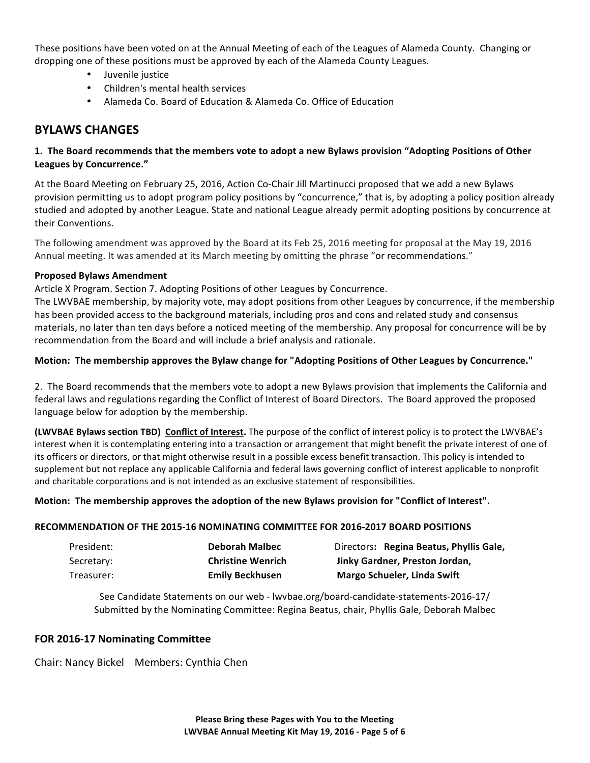These positions have been voted on at the Annual Meeting of each of the Leagues of Alameda County. Changing or dropping one of these positions must be approved by each of the Alameda County Leagues.

- Juvenile justice
- Children's mental health services
- Alameda Co. Board of Education & Alameda Co. Office of Education

## BYLAWS CHANGES

**1. The Board recommends that the members vote to adopt a new Bylaws provision "Adopting Positions of Other Leagues by Concurrence."**

At the Board Meeting on February 25, 2016, Action Co-Chair Jill Martinucci proposed that we add a new Bylaws provision permitting us to adopt program policy positions by "concurrence," that is, by adopting a policy position already studied and adopted by another League. State and national League already permit adopting positions by concurrence at their Conventions.

The following amendment was approved by the Board at its Feb 25, 2016 meeting for proposal at the May 19, 2016 Annual meeting. It was amended at its March meeting by omitting the phrase "or recommendations."

**Proposed Bylaws Amendment**

Article X Program. Section 7. Adopting Positions of other Leagues by Concurrence.
The LWVBAE membership, by majority vote, may adopt positions from other Leagues by concurrence, if the membership has been provided access to the background materials, including pros and cons and related study and consensus materials, no later than ten days before a noticed meeting of the membership. Any proposal for concurrence will be by recommendation from the Board and will include a brief analysis and rationale.

**Motion: The membership approves the Bylaw change for "Adopting Positions of Other Leagues by Concurrence."**

2. The Board recommends that the members vote to adopt a new Bylaws provision that implements the California and federal laws and regulations regarding the Conflict of Interest of Board Directors. The Board approved the proposed language below for adoption by the membership.

**(LWVBAE Bylaws section TBD) <u>Conflict of Interest</u>.** The purpose of the conflict of interest policy is to protect the LWVBAE's interest when it is contemplating entering into a transaction or arrangement that might benefit the private interest of one of its officers or directors, or that might otherwise result in a possible excess benefit transaction. This policy is intended to supplement but not replace any applicable California and federal laws governing conflict of interest applicable to nonprofit and charitable corporations and is not intended as an exclusive statement of responsibilities.

**Motion: The membership approves the adoption of the new Bylaws provision for "Conflict of Interest".**

**RECOMMENDATION OF THE 2015-16 NOMINATING COMMITTEE FOR 2016-2017 BOARD POSITIONS**

| | | |
|---|---|---|
| President: | **Deborah Malbec** | Directors**: Regina Beatus, Phyllis Gale,** |
| Secretary: | **Christine Wenrich** | **Jinky Gardner, Preston Jordan,** |
| Treasurer: | **Emily Beckhusen** | **Margo Schueler, Linda Swift** |

See Candidate Statements on our web - lwvbae.org/board-candidate-statements-2016-17/
Submitted by the Nominating Committee: Regina Beatus, chair, Phyllis Gale, Deborah Malbec

### FOR 2016-17 Nominating Committee

Chair: Nancy Bickel Members: Cynthia Chen

**Please Bring these Pages with You to the Meeting**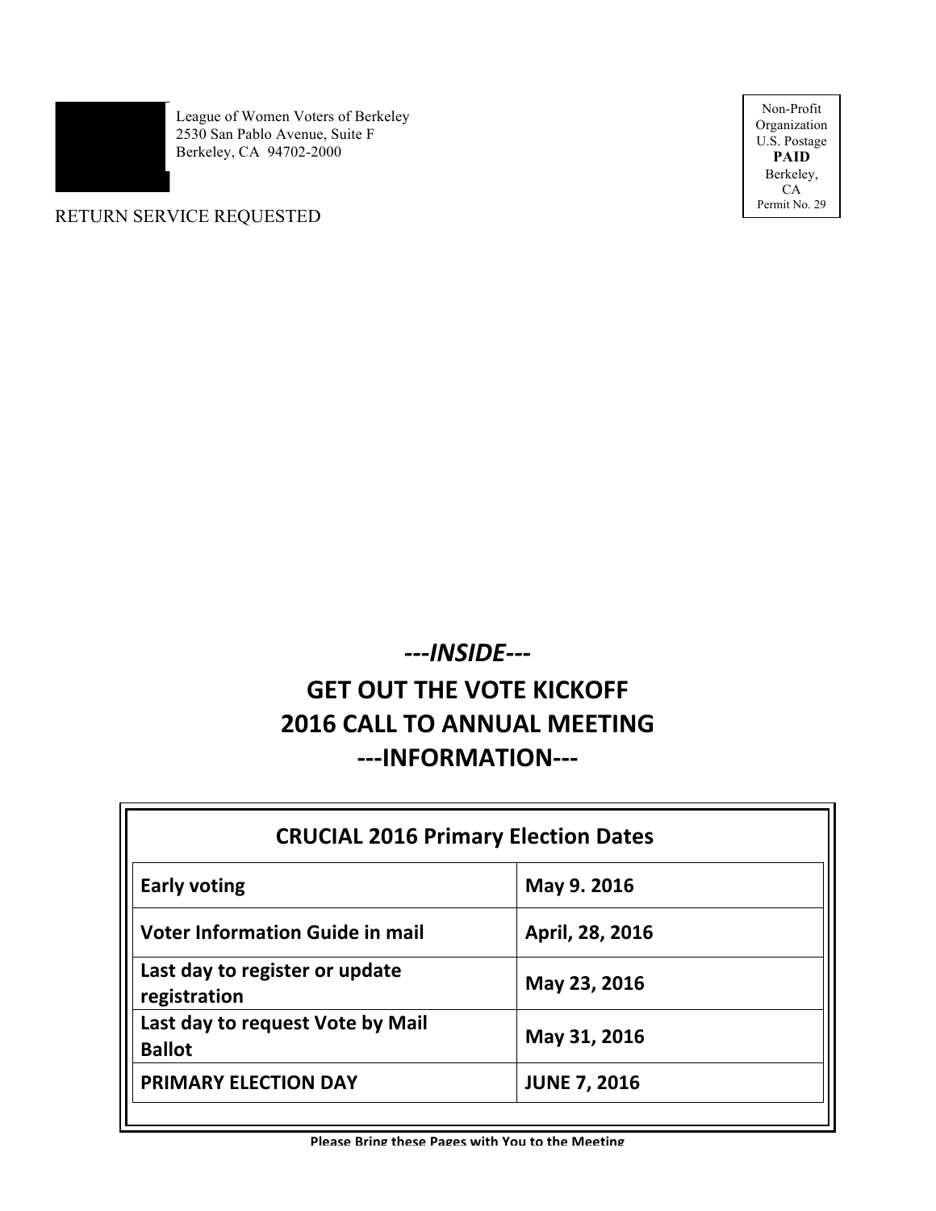League of Women Voters of Berkeley
2530 San Pablo Avenue, Suite F
Berkeley, CA 94702-2000

Non-Profit
Organization
U.S. Postage
**PAID**
Berkeley,
CA
Permit No. 29

RETURN SERVICE REQUESTED

## *---INSIDE---*

## GET OUT THE VOTE KICKOFF

## 2016 CALL TO ANNUAL MEETING

## ---INFORMATION---

| **CRUCIAL 2016 Primary Election Dates** | |
|---|---|
| **Early voting** | **May 9. 2016** |
| **Voter Information Guide in mail** | **April, 28, 2016** |
| **Last day to register or update registration** | **May 23, 2016** |
| **Last day to request Vote by Mail Ballot** | **May 31, 2016** |
| **PRIMARY ELECTION DAY** | **JUNE 7, 2016** |

**Please Bring these Pages with You to the Meeting**